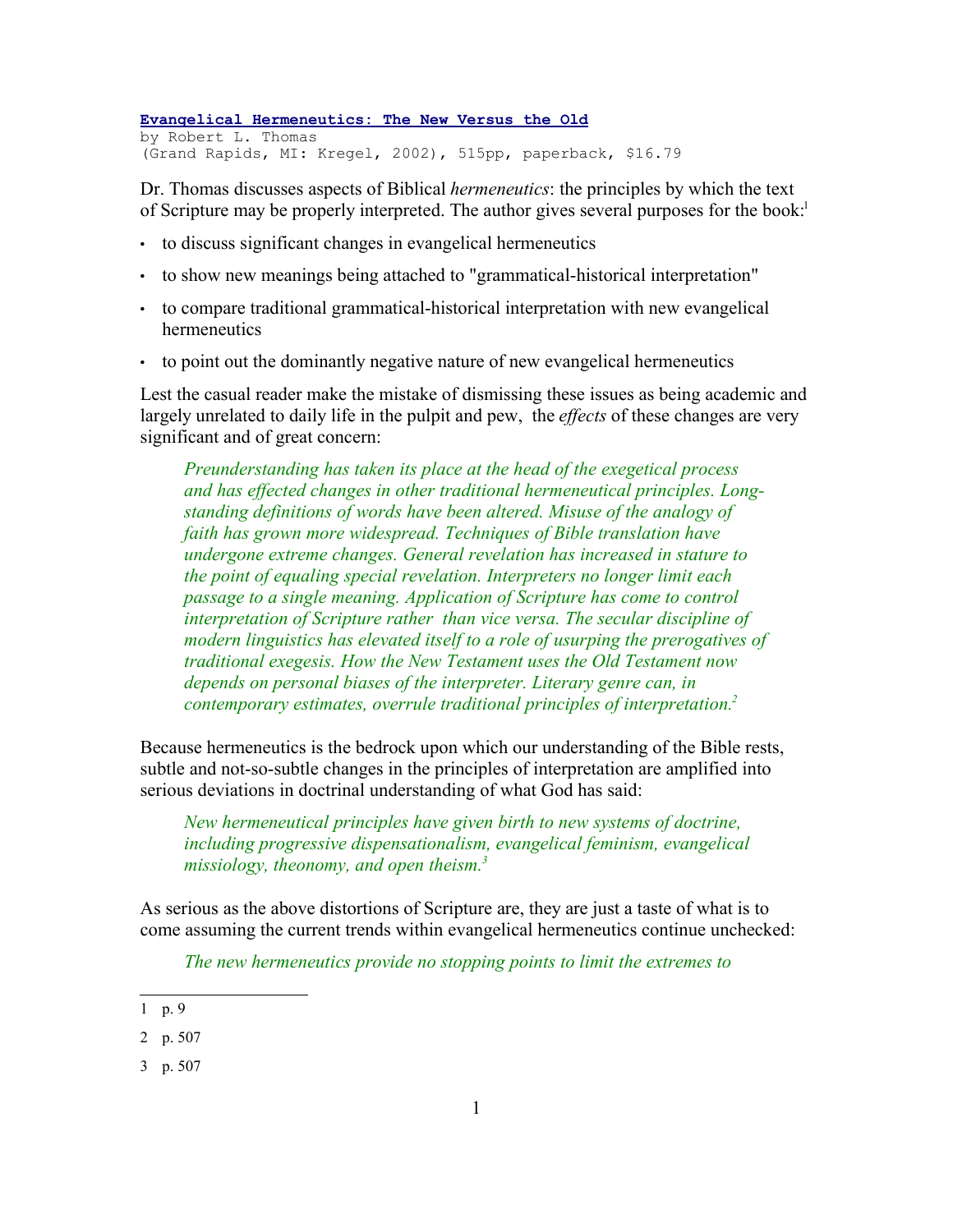**Evangelical Hermeneutics: The New Versus the Old**
by Robert L. Thomas
(Grand Rapids, MI: Kregel, 2002), 515pp, paperback, $16.79

Dr. Thomas discusses aspects of Biblical *hermeneutics*: the principles by which the text of Scripture may be properly interpreted. The author gives several purposes for the book:[1]

- to discuss significant changes in evangelical hermeneutics
- to show new meanings being attached to "grammatical-historical interpretation"
- to compare traditional grammatical-historical interpretation with new evangelical hermeneutics
- to point out the dominantly negative nature of new evangelical hermeneutics

Lest the casual reader make the mistake of dismissing these issues as being academic and largely unrelated to daily life in the pulpit and pew, the *effects* of these changes are very significant and of great concern:

> *Preunderstanding has taken its place at the head of the exegetical process and has effected changes in other traditional hermeneutical principles. Long-standing definitions of words have been altered. Misuse of the analogy of faith has grown more widespread. Techniques of Bible translation have undergone extreme changes. General revelation has increased in stature to the point of equaling special revelation. Interpreters no longer limit each passage to a single meaning. Application of Scripture has come to control interpretation of Scripture rather than vice versa. The secular discipline of modern linguistics has elevated itself to a role of usurping the prerogatives of traditional exegesis. How the New Testament uses the Old Testament now depends on personal biases of the interpreter. Literary genre can, in contemporary estimates, overrule traditional principles of interpretation.*[2]

Because hermeneutics is the bedrock upon which our understanding of the Bible rests, subtle and not-so-subtle changes in the principles of interpretation are amplified into serious deviations in doctrinal understanding of what God has said:

> *New hermeneutical principles have given birth to new systems of doctrine, including progressive dispensationalism, evangelical feminism, evangelical missiology, theonomy, and open theism.*[3]

As serious as the above distortions of Scripture are, they are just a taste of what is to come assuming the current trends within evangelical hermeneutics continue unchecked:

> *The new hermeneutics provide no stopping points to limit the extremes to*

---

1 p. 9

2 p. 507

3 p. 507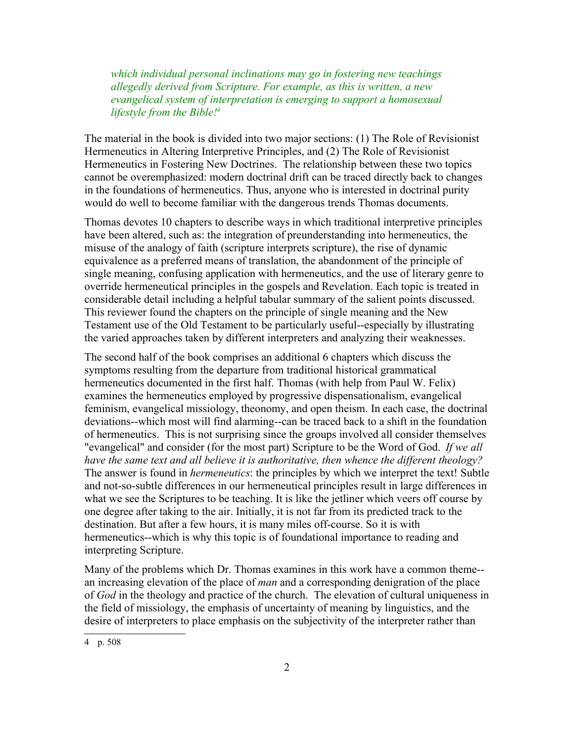*which individual personal inclinations may go in fostering new teachings allegedly derived from Scripture. For example, as this is written, a new evangelical system of interpretation is emerging to support a homosexual lifestyle from the Bible!*[4]

The material in the book is divided into two major sections: (1) The Role of Revisionist Hermeneutics in Altering Interpretive Principles, and (2) The Role of Revisionist Hermeneutics in Fostering New Doctrines. The relationship between these two topics cannot be overemphasized: modern doctrinal drift can be traced directly back to changes in the foundations of hermeneutics. Thus, anyone who is interested in doctrinal purity would do well to become familiar with the dangerous trends Thomas documents.

Thomas devotes 10 chapters to describe ways in which traditional interpretive principles have been altered, such as: the integration of preunderstanding into hermeneutics, the misuse of the analogy of faith (scripture interprets scripture), the rise of dynamic equivalence as a preferred means of translation, the abandonment of the principle of single meaning, confusing application with hermeneutics, and the use of literary genre to override hermeneutical principles in the gospels and Revelation. Each topic is treated in considerable detail including a helpful tabular summary of the salient points discussed. This reviewer found the chapters on the principle of single meaning and the New Testament use of the Old Testament to be particularly useful--especially by illustrating the varied approaches taken by different interpreters and analyzing their weaknesses.

The second half of the book comprises an additional 6 chapters which discuss the symptoms resulting from the departure from traditional historical grammatical hermeneutics documented in the first half. Thomas (with help from Paul W. Felix) examines the hermeneutics employed by progressive dispensationalism, evangelical feminism, evangelical missiology, theonomy, and open theism. In each case, the doctrinal deviations--which most will find alarming--can be traced back to a shift in the foundation of hermeneutics. This is not surprising since the groups involved all consider themselves "evangelical" and consider (for the most part) Scripture to be the Word of God. *If we all have the same text and all believe it is authoritative, then whence the different theology?* The answer is found in *hermeneutics*: the principles by which we interpret the text! Subtle and not-so-subtle differences in our hermeneutical principles result in large differences in what we see the Scriptures to be teaching. It is like the jetliner which veers off course by one degree after taking to the air. Initially, it is not far from its predicted track to the destination. But after a few hours, it is many miles off-course. So it is with hermeneutics--which is why this topic is of foundational importance to reading and interpreting Scripture.

Many of the problems which Dr. Thomas examines in this work have a common theme--an increasing elevation of the place of *man* and a corresponding denigration of the place of *God* in the theology and practice of the church. The elevation of cultural uniqueness in the field of missiology, the emphasis of uncertainty of meaning by linguistics, and the desire of interpreters to place emphasis on the subjectivity of the interpreter rather than

[4] p. 508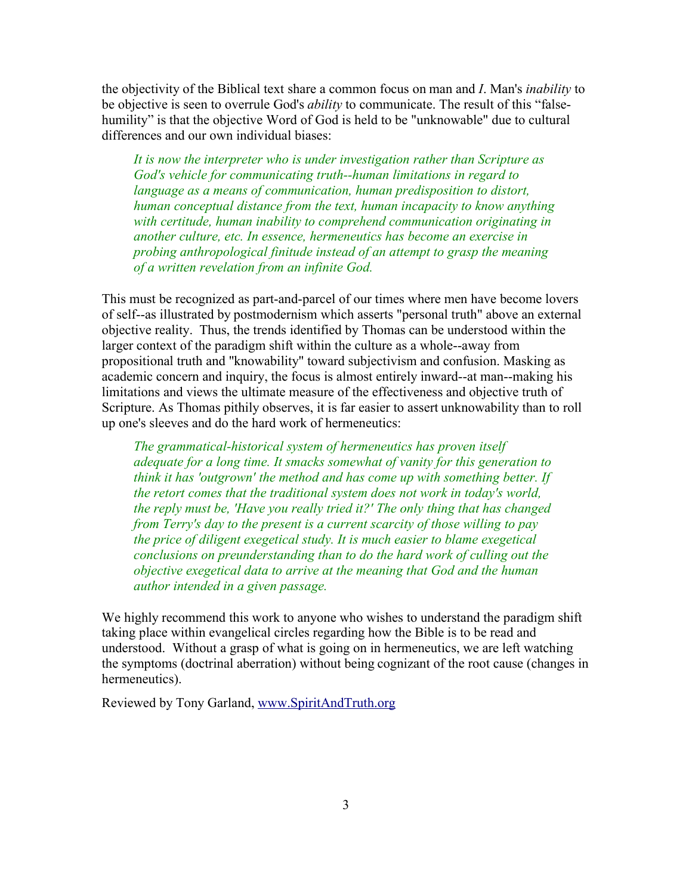the objectivity of the Biblical text share a common focus on man and *I*. Man's *inability* to be objective is seen to overrule God's *ability* to communicate. The result of this "false-humility" is that the objective Word of God is held to be "unknowable" due to cultural differences and our own individual biases:

> *It is now the interpreter who is under investigation rather than Scripture as God's vehicle for communicating truth--human limitations in regard to language as a means of communication, human predisposition to distort, human conceptual distance from the text, human incapacity to know anything with certitude, human inability to comprehend communication originating in another culture, etc. In essence, hermeneutics has become an exercise in probing anthropological finitude instead of an attempt to grasp the meaning of a written revelation from an infinite God.*

This must be recognized as part-and-parcel of our times where men have become lovers of self--as illustrated by postmodernism which asserts "personal truth" above an external objective reality. Thus, the trends identified by Thomas can be understood within the larger context of the paradigm shift within the culture as a whole--away from propositional truth and "knowability" toward subjectivism and confusion. Masking as academic concern and inquiry, the focus is almost entirely inward--at man--making his limitations and views the ultimate measure of the effectiveness and objective truth of Scripture. As Thomas pithily observes, it is far easier to assert unknowability than to roll up one's sleeves and do the hard work of hermeneutics:

> *The grammatical-historical system of hermeneutics has proven itself adequate for a long time. It smacks somewhat of vanity for this generation to think it has 'outgrown' the method and has come up with something better. If the retort comes that the traditional system does not work in today's world, the reply must be, 'Have you really tried it?' The only thing that has changed from Terry's day to the present is a current scarcity of those willing to pay the price of diligent exegetical study. It is much easier to blame exegetical conclusions on preunderstanding than to do the hard work of culling out the objective exegetical data to arrive at the meaning that God and the human author intended in a given passage.*

We highly recommend this work to anyone who wishes to understand the paradigm shift taking place within evangelical circles regarding how the Bible is to be read and understood. Without a grasp of what is going on in hermeneutics, we are left watching the symptoms (doctrinal aberration) without being cognizant of the root cause (changes in hermeneutics).

Reviewed by Tony Garland, [www.SpiritAndTruth.org](http://www.SpiritAndTruth.org)